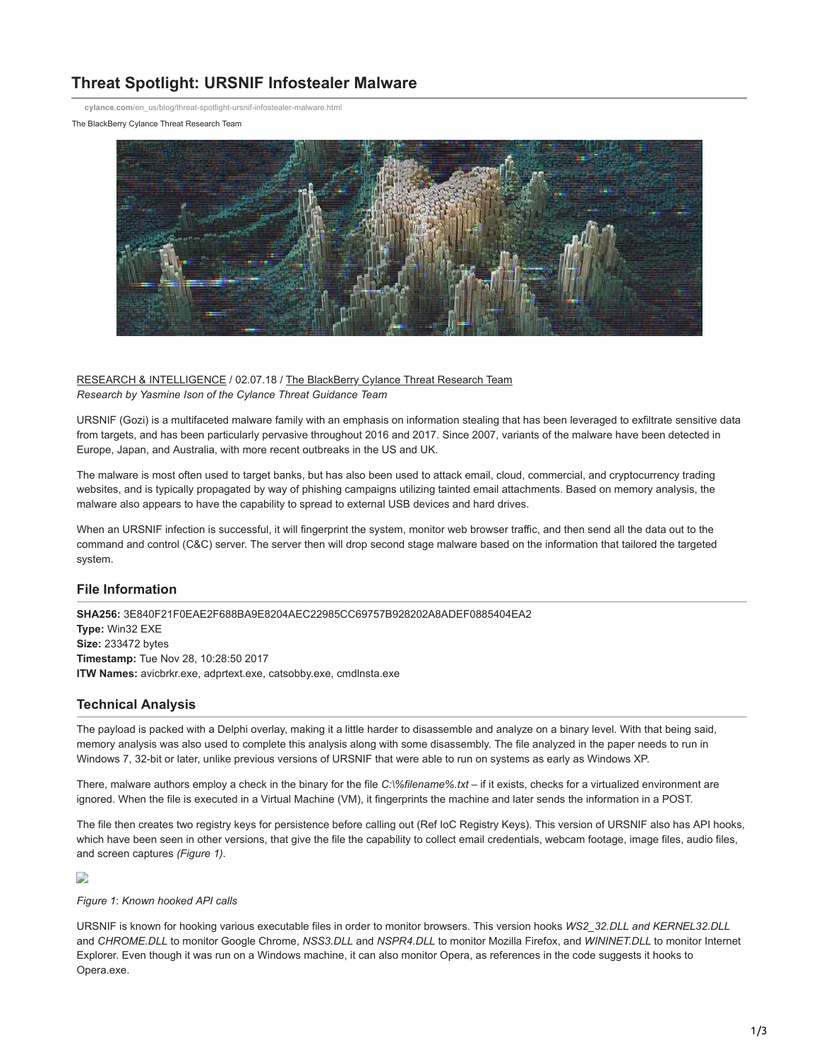# Threat Spotlight: URSNIF Infostealer Malware

**cylance.com**/en_us/blog/threat-spotlight-ursnif-infostealer-malware.html

The BlackBerry Cylance Threat Research Team

RESEARCH & INTELLIGENCE / 02.07.18 / The BlackBerry Cylance Threat Research Team
*Research by Yasmine Ison of the Cylance Threat Guidance Team*

URSNIF (Gozi) is a multifaceted malware family with an emphasis on information stealing that has been leveraged to exfiltrate sensitive data from targets, and has been particularly pervasive throughout 2016 and 2017. Since 2007, variants of the malware have been detected in Europe, Japan, and Australia, with more recent outbreaks in the US and UK.

The malware is most often used to target banks, but has also been used to attack email, cloud, commercial, and cryptocurrency trading websites, and is typically propagated by way of phishing campaigns utilizing tainted email attachments. Based on memory analysis, the malware also appears to have the capability to spread to external USB devices and hard drives.

When an URSNIF infection is successful, it will fingerprint the system, monitor web browser traffic, and then send all the data out to the command and control (C&C) server. The server then will drop second stage malware based on the information that tailored the targeted system.

## File Information

**SHA256:** 3E840F21F0EAE2F688BA9E8204AEC22985CC69757B928202A8ADEF0885404EA2
**Type:** Win32 EXE
**Size:** 233472 bytes
**Timestamp:** Tue Nov 28, 10:28:50 2017
**ITW Names:** avicbrkr.exe, adprtext.exe, catsobby.exe, cmdlnsta.exe

## Technical Analysis

The payload is packed with a Delphi overlay, making it a little harder to disassemble and analyze on a binary level. With that being said, memory analysis was also used to complete this analysis along with some disassembly. The file analyzed in the paper needs to run in Windows 7, 32-bit or later, unlike previous versions of URSNIF that were able to run on systems as early as Windows XP.

There, malware authors employ a check in the binary for the file *C:\%filename%.txt* – if it exists, checks for a virtualized environment are ignored. When the file is executed in a Virtual Machine (VM), it fingerprints the machine and later sends the information in a POST.

The file then creates two registry keys for persistence before calling out (Ref IoC Registry Keys). This version of URSNIF also has API hooks, which have been seen in other versions, that give the file the capability to collect email credentials, webcam footage, image files, audio files, and screen captures *(Figure 1)*.

*Figure 1*: *Known hooked API calls*

URSNIF is known for hooking various executable files in order to monitor browsers. This version hooks *WS2_32.DLL and KERNEL32.DLL* and *CHROME.DLL* to monitor Google Chrome, *NSS3.DLL* and *NSPR4.DLL* to monitor Mozilla Firefox, and *WININET.DLL* to monitor Internet Explorer. Even though it was run on a Windows machine, it can also monitor Opera, as references in the code suggests it hooks to Opera.exe.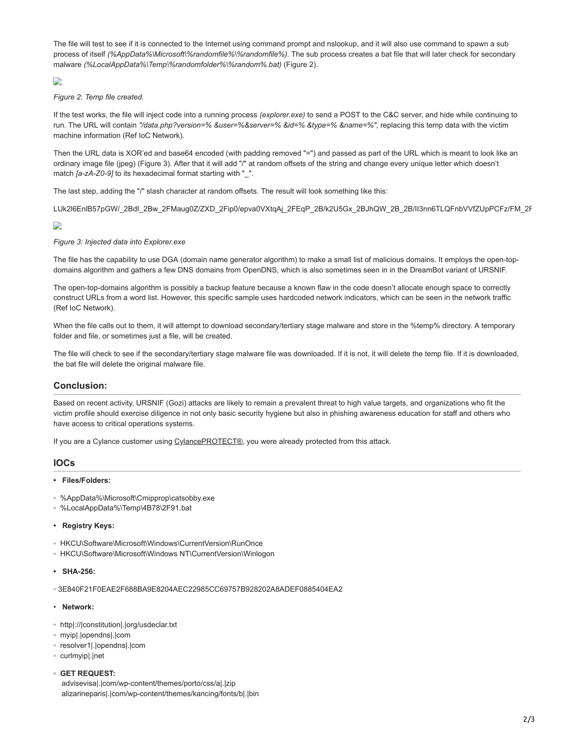The file will test to see if it is connected to the Internet using command prompt and nslookup, and it will also use command to spawn a sub process of itself *(%AppData%\Microsoft\%randomfile%\%randomfile%)*. The sub process creates a bat file that will later check for secondary malware *(%LocalAppData%\Temp\%randomfolder%\%random%.bat)* (Figure 2).

*Figure 2*: *Temp file created.*

If the test works, the file will inject code into a running process *(explorer.exe)* to send a POST to the C&C server, and hide while continuing to run. The URL will contain *"/data.php?version=% &user=%&server=% &id=% &type=% &name=%"*, replacing this temp data with the victim machine information (Ref IoC Network).

Then the URL data is XOR'ed and base64 encoded (with padding removed "=") and passed as part of the URL which is meant to look like an ordinary image file (jpeg) (Figure 3). After that it will add "/" at random offsets of the string and change every unique letter which doesn't match *[a-zA-Z0-9]* to its hexadecimal format starting with "_".

The last step, adding the "/" slash character at random offsets. The result will look something like this:

LUk2l6EnlB57pGW/_2Bdl_2Bw_2FMaug0Z/ZXD_2Fip0/epva0VXtqAj_2FEqP_2B/k2U5Gx_2BJhQW_2B_2B/Il3nn6TLQFnbVVfZUpPCFz/FM_2F

*Figure 3: Injected data into Explorer.exe*

The file has the capability to use DGA (domain name generator algorithm) to make a small list of malicious domains. It employs the open-top-domains algorithm and gathers a few DNS domains from OpenDNS, which is also sometimes seen in in the DreamBot variant of URSNIF.

The open-top-domains algorithm is possibly a backup feature because a known flaw in the code doesn't allocate enough space to correctly construct URLs from a word list. However, this specific sample uses hardcoded network indicators, which can be seen in the network traffic (Ref IoC Network).

When the file calls out to them, it will attempt to download secondary/tertiary stage malware and store in the %temp% directory. A temporary folder and file, or sometimes just a file, will be created.

The file will check to see if the secondary/tertiary stage malware file was downloaded. If it is not, it will delete the temp file. If it is downloaded, the bat file will delete the original malware file.

## Conclusion:

Based on recent activity, URSNIF (Gozi) attacks are likely to remain a prevalent threat to high value targets, and organizations who fit the victim profile should exercise diligence in not only basic security hygiene but also in phishing awareness education for staff and others who have access to critical operations systems.

If you are a Cylance customer using CylancePROTECT®, you were already protected from this attack.

## IOCs

- **Files/Folders:**
  - %AppData%\Microsoft\Cmipprop\catsobby.exe
  - %LocalAppData%\Temp\4B78\2F91.bat
- **Registry Keys:**
  - HKCU\Software\Microsoft\Windows\CurrentVersion\RunOnce
  - HKCU\Software\Microsoft\Windows NT\CurrentVersion\Winlogon
- **SHA-256:**
  - 3E840F21F0EAE2F688BA9E8204AEC22985CC69757B928202A8ADEF0885404EA2
- **Network:**
  - http|://|constitution|.|org/usdeclar.txt
  - myip|.|opendns|.|com
  - resolver1|.|opendns|.|com
  - curlmyip|.|net
  - **GET REQUEST:**
    advisevisa|.|com/wp-content/themes/porto/css/a|.|zip
    alizarineparis|.|com/wp-content/themes/kancing/fonts/b|.|bin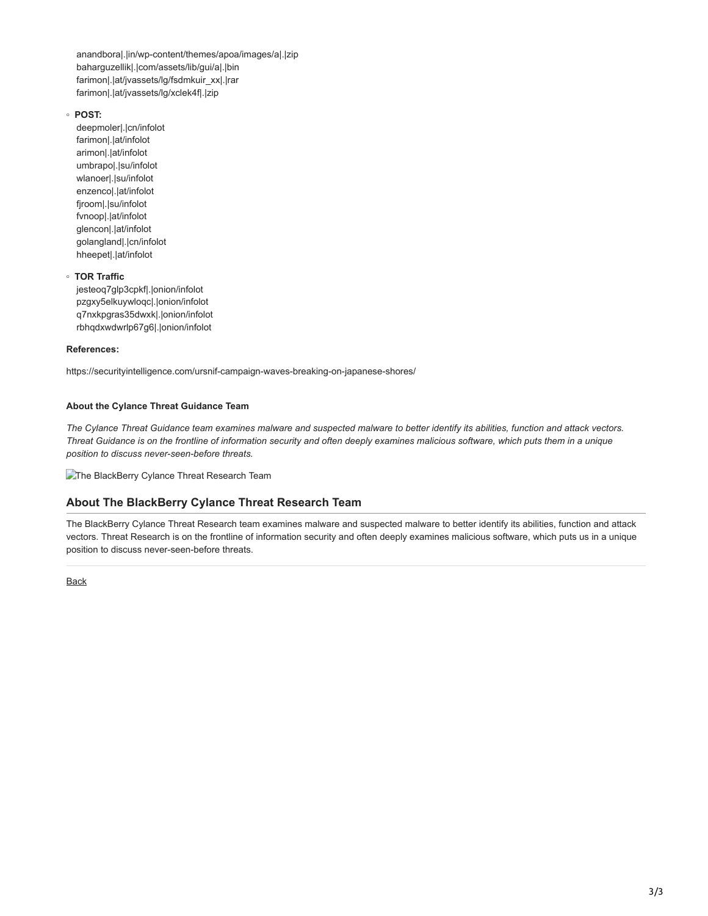anandbora|.|in/wp-content/themes/apoa/images/a|.|zip
baharguzellik|.|com/assets/lib/gui/a|.|bin
farimon|.|at/jvassets/lg/fsdmkuir_xx|.|rar
farimon|.|at/jvassets/lg/xclek4f|.|zip

- **POST:**
  deepmoler|.|cn/infolot
  farimon|.|at/infolot
  arimon|.|at/infolot
  umbrapo|.|su/infolot
  wlanoer|.|su/infolot
  enzenco|.|at/infolot
  fjroom|.|su/infolot
  fvnoop|.|at/infolot
  glencon|.|at/infolot
  golangland|.|cn/infolot
  hheepet|.|at/infolot

- **TOR Traffic**
  jesteoq7glp3cpkf|.|onion/infolot
  pzgxy5elkuywloqc|.|onion/infolot
  q7nxkpgras35dwxk|.|onion/infolot
  rbhqdxwdwrlp67g6|.|onion/infolot

**References:**

https://securityintelligence.com/ursnif-campaign-waves-breaking-on-japanese-shores/

**About the Cylance Threat Guidance Team**

*The Cylance Threat Guidance team examines malware and suspected malware to better identify its abilities, function and attack vectors. Threat Guidance is on the frontline of information security and often deeply examines malicious software, which puts them in a unique position to discuss never-seen-before threats.*

The BlackBerry Cylance Threat Research Team

## About The BlackBerry Cylance Threat Research Team

The BlackBerry Cylance Threat Research team examines malware and suspected malware to better identify its abilities, function and attack vectors. Threat Research is on the frontline of information security and often deeply examines malicious software, which puts us in a unique position to discuss never-seen-before threats.

Back